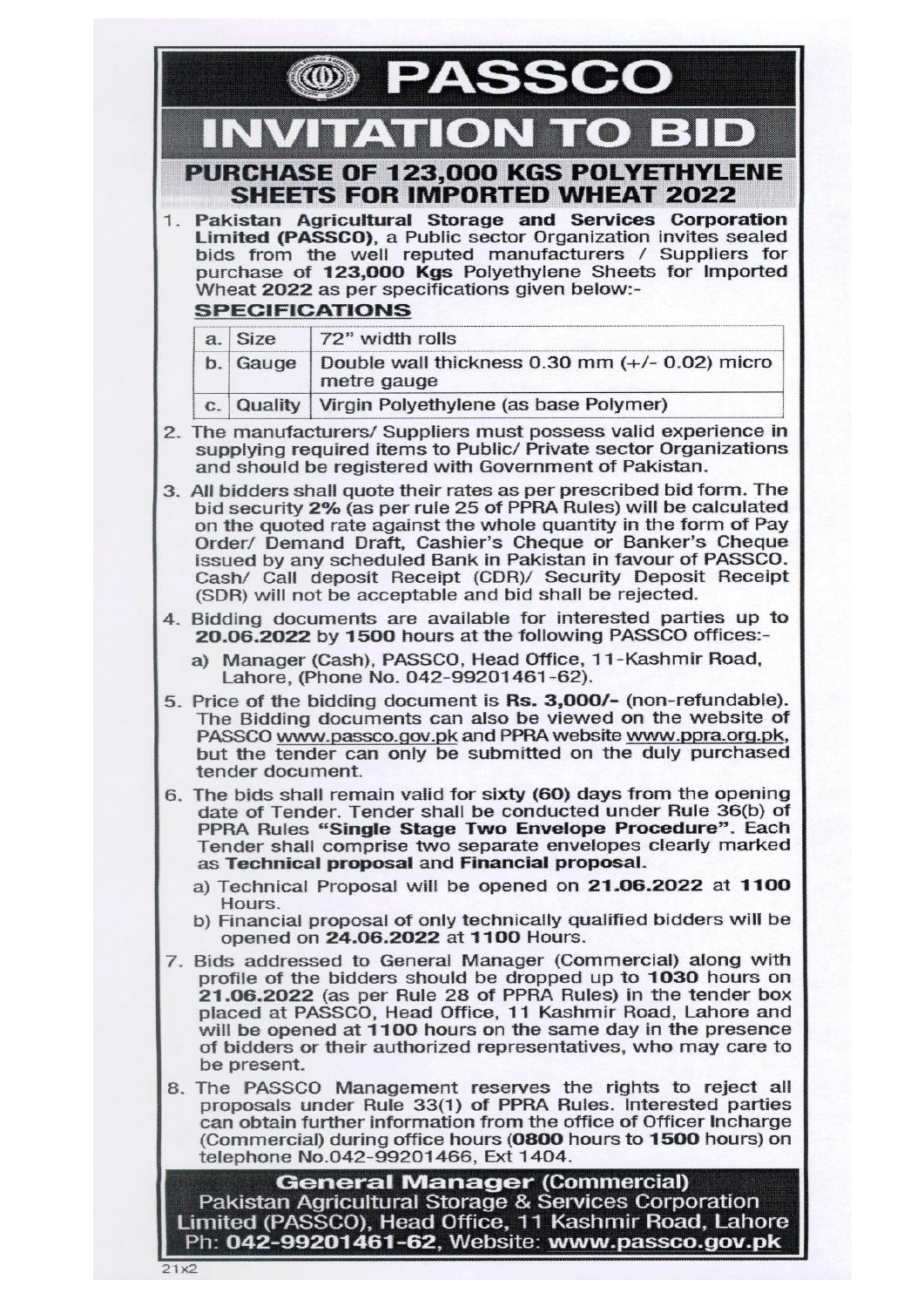# PASSCO

# INVITATION TO BID

## PURCHASE OF 123,000 KGS POLYETHYLENE SHEETS FOR IMPORTED WHEAT 2022

1. **Pakistan Agricultural Storage and Services Corporation Limited (PASSCO)**, a Public sector Organization invites sealed bids from the well reputed manufacturers / Suppliers for purchase of **123,000 Kgs** Polyethylene Sheets for Imported Wheat **2022** as per specifications given below:-

**SPECIFICATIONS**

| | | |
|---|---|---|
| a. | Size | 72" width rolls |
| b. | Gauge | Double wall thickness 0.30 mm (+/- 0.02) micro metre gauge |
| c. | Quality | Virgin Polyethylene (as base Polymer) |

2. The manufacturers/ Suppliers must possess valid experience in supplying required items to Public/ Private sector Organizations and should be registered with Government of Pakistan.
3. All bidders shall quote their rates as per prescribed bid form. The bid security **2%** (as per rule 25 of PPRA Rules) will be calculated on the quoted rate against the whole quantity in the form of Pay Order/ Demand Draft, Cashier's Cheque or Banker's Cheque issued by any scheduled Bank in Pakistan in favour of PASSCO. Cash/ Call deposit Receipt (CDR)/ Security Deposit Receipt (SDR) will not be acceptable and bid shall be rejected.
4. Bidding documents are available for interested parties up to **20.06.2022** by **1500** hours at the following PASSCO offices:-
   a) Manager (Cash), PASSCO, Head Office, 11-Kashmir Road, Lahore, (Phone No. 042-99201461-62).
5. Price of the bidding document is **Rs. 3,000/-** (non-refundable). The Bidding documents can also be viewed on the website of PASSCO www.passco.gov.pk and PPRA website www.ppra.org.pk, but the tender can only be submitted on the duly purchased tender document.
6. The bids shall remain valid for sixty (60) days from the opening date of Tender. Tender shall be conducted under Rule 36(b) of PPRA Rules **"Single Stage Two Envelope Procedure"**. Each Tender shall comprise two separate envelopes clearly marked as **Technical proposal** and **Financial proposal**.
   a) Technical Proposal will be opened on **21.06.2022** at **1100** Hours.
   b) Financial proposal of only technically qualified bidders will be opened on **24.06.2022** at **1100** Hours.
7. Bids addressed to General Manager (Commercial) along with profile of the bidders should be dropped up to **1030** hours on **21.06.2022** (as per Rule 28 of PPRA Rules) in the tender box placed at PASSCO, Head Office, 11 Kashmir Road, Lahore and will be opened at **1100** hours on the same day in the presence of bidders or their authorized representatives, who may care to be present.
8. The PASSCO Management reserves the rights to reject all proposals under Rule 33(1) of PPRA Rules. Interested parties can obtain further information from the office of Officer Incharge (Commercial) during office hours (**0800** hours to **1500** hours) on telephone No.042-99201466, Ext 1404.

**General Manager** (Commercial)
Pakistan Agricultural Storage & Services Corporation Limited (PASSCO), Head Office, 11 Kashmir Road, Lahore
Ph: **042-99201461-62**, Website: **www.passco.gov.pk**

21x2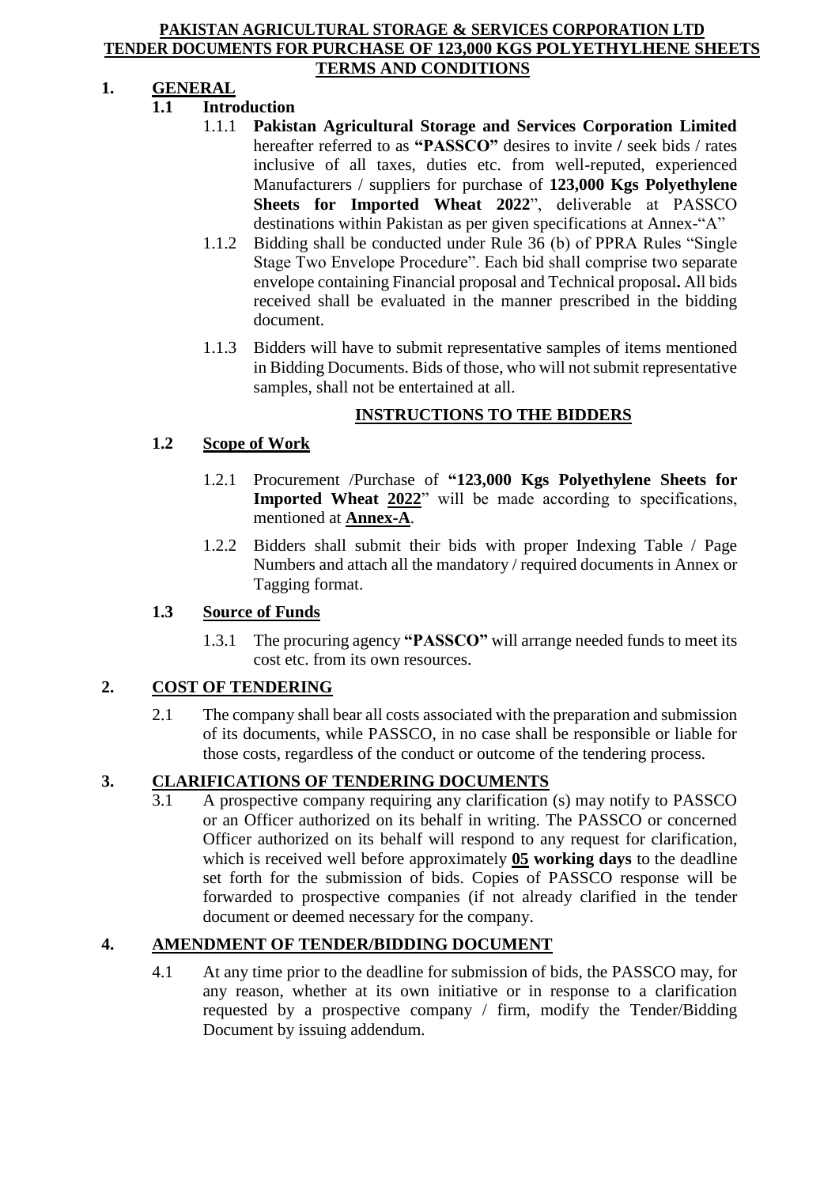**PAKISTAN AGRICULTURAL STORAGE & SERVICES CORPORATION LTD**
**TENDER DOCUMENTS FOR PURCHASE OF 123,000 KGS POLYETHYLHENE SHEETS**
**TERMS AND CONDITIONS**

# 1. GENERAL

## 1.1 Introduction

1.1.1 **Pakistan Agricultural Storage and Services Corporation Limited** hereafter referred to as **"PASSCO"** desires to invite / seek bids / rates inclusive of all taxes, duties etc. from well-reputed, experienced Manufacturers / suppliers for purchase of **123,000 Kgs Polyethylene Sheets for Imported Wheat 2022**", deliverable at PASSCO destinations within Pakistan as per given specifications at Annex-"A"

1.1.2 Bidding shall be conducted under Rule 36 (b) of PPRA Rules "Single Stage Two Envelope Procedure". Each bid shall comprise two separate envelope containing Financial proposal and Technical proposal**.** All bids received shall be evaluated in the manner prescribed in the bidding document.

1.1.3 Bidders will have to submit representative samples of items mentioned in Bidding Documents. Bids of those, who will not submit representative samples, shall not be entertained at all.

**INSTRUCTIONS TO THE BIDDERS**

## 1.2 Scope of Work

1.2.1 Procurement /Purchase of **"123,000 Kgs Polyethylene Sheets for Imported Wheat 2022**" will be made according to specifications, mentioned at **Annex-A**.

1.2.2 Bidders shall submit their bids with proper Indexing Table / Page Numbers and attach all the mandatory / required documents in Annex or Tagging format.

## 1.3 Source of Funds

1.3.1 The procuring agency **"PASSCO"** will arrange needed funds to meet its cost etc. from its own resources.

# 2. COST OF TENDERING

2.1 The company shall bear all costs associated with the preparation and submission of its documents, while PASSCO, in no case shall be responsible or liable for those costs, regardless of the conduct or outcome of the tendering process.

# 3. CLARIFICATIONS OF TENDERING DOCUMENTS

3.1 A prospective company requiring any clarification (s) may notify to PASSCO or an Officer authorized on its behalf in writing. The PASSCO or concerned Officer authorized on its behalf will respond to any request for clarification, which is received well before approximately **05 working days** to the deadline set forth for the submission of bids. Copies of PASSCO response will be forwarded to prospective companies (if not already clarified in the tender document or deemed necessary for the company.

# 4. AMENDMENT OF TENDER/BIDDING DOCUMENT

4.1 At any time prior to the deadline for submission of bids, the PASSCO may, for any reason, whether at its own initiative or in response to a clarification requested by a prospective company / firm, modify the Tender/Bidding Document by issuing addendum.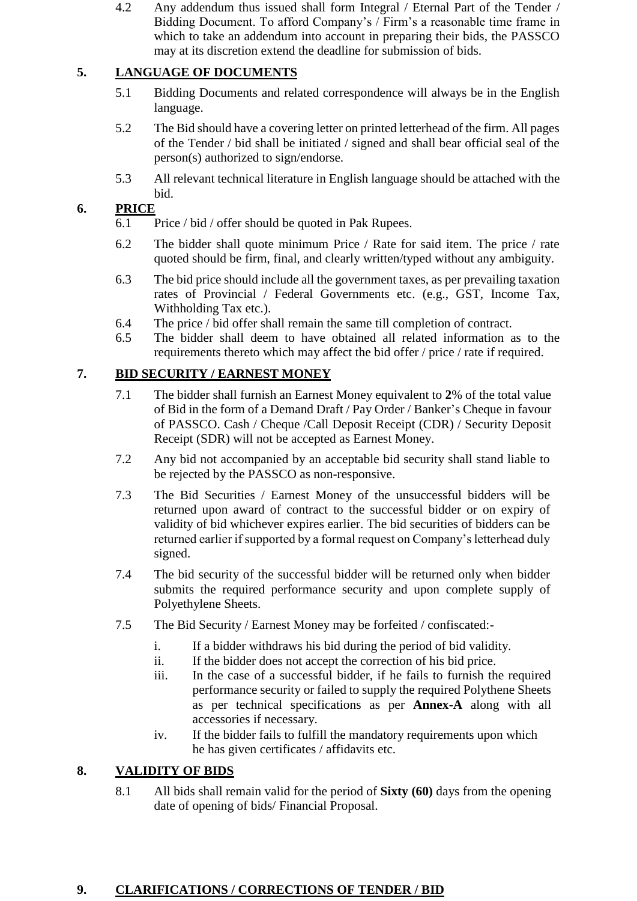4.2 Any addendum thus issued shall form Integral / Eternal Part of the Tender / Bidding Document. To afford Company's / Firm's a reasonable time frame in which to take an addendum into account in preparing their bids, the PASSCO may at its discretion extend the deadline for submission of bids.

## 5. LANGUAGE OF DOCUMENTS

5.1 Bidding Documents and related correspondence will always be in the English language.

5.2 The Bid should have a covering letter on printed letterhead of the firm. All pages of the Tender / bid shall be initiated / signed and shall bear official seal of the person(s) authorized to sign/endorse.

5.3 All relevant technical literature in English language should be attached with the bid.

## 6. PRICE

6.1 Price / bid / offer should be quoted in Pak Rupees.

6.2 The bidder shall quote minimum Price / Rate for said item. The price / rate quoted should be firm, final, and clearly written/typed without any ambiguity.

6.3 The bid price should include all the government taxes, as per prevailing taxation rates of Provincial / Federal Governments etc. (e.g., GST, Income Tax, Withholding Tax etc.).

6.4 The price / bid offer shall remain the same till completion of contract.

6.5 The bidder shall deem to have obtained all related information as to the requirements thereto which may affect the bid offer / price / rate if required.

## 7. BID SECURITY / EARNEST MONEY

7.1 The bidder shall furnish an Earnest Money equivalent to **2%** of the total value of Bid in the form of a Demand Draft / Pay Order / Banker's Cheque in favour of PASSCO. Cash / Cheque /Call Deposit Receipt (CDR) / Security Deposit Receipt (SDR) will not be accepted as Earnest Money.

7.2 Any bid not accompanied by an acceptable bid security shall stand liable to be rejected by the PASSCO as non-responsive.

7.3 The Bid Securities / Earnest Money of the unsuccessful bidders will be returned upon award of contract to the successful bidder or on expiry of validity of bid whichever expires earlier. The bid securities of bidders can be returned earlier if supported by a formal request on Company's letterhead duly signed.

7.4 The bid security of the successful bidder will be returned only when bidder submits the required performance security and upon complete supply of Polyethylene Sheets.

7.5 The Bid Security / Earnest Money may be forfeited / confiscated:-

i. If a bidder withdraws his bid during the period of bid validity.

ii. If the bidder does not accept the correction of his bid price.

iii. In the case of a successful bidder, if he fails to furnish the required performance security or failed to supply the required Polythene Sheets as per technical specifications as per **Annex-A** along with all accessories if necessary.

iv. If the bidder fails to fulfill the mandatory requirements upon which he has given certificates / affidavits etc.

## 8. VALIDITY OF BIDS

8.1 All bids shall remain valid for the period of **Sixty (60)** days from the opening date of opening of bids/ Financial Proposal.

## 9. CLARIFICATIONS / CORRECTIONS OF TENDER / BID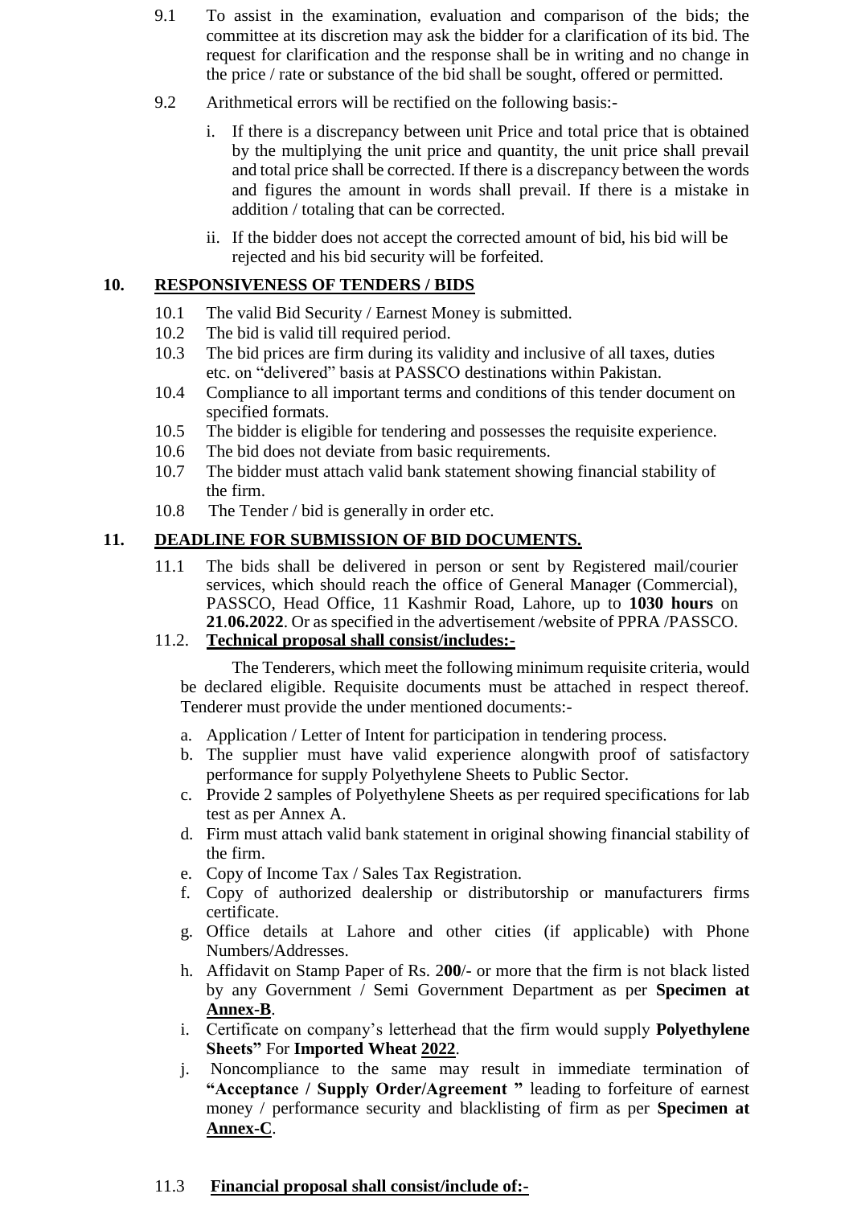9.1 To assist in the examination, evaluation and comparison of the bids; the committee at its discretion may ask the bidder for a clarification of its bid. The request for clarification and the response shall be in writing and no change in the price / rate or substance of the bid shall be sought, offered or permitted.

9.2 Arithmetical errors will be rectified on the following basis:-

i. If there is a discrepancy between unit Price and total price that is obtained by the multiplying the unit price and quantity, the unit price shall prevail and total price shall be corrected. If there is a discrepancy between the words and figures the amount in words shall prevail. If there is a mistake in addition / totaling that can be corrected.

ii. If the bidder does not accept the corrected amount of bid, his bid will be rejected and his bid security will be forfeited.

## 10. RESPONSIVENESS OF TENDERS / BIDS

10.1 The valid Bid Security / Earnest Money is submitted.
10.2 The bid is valid till required period.
10.3 The bid prices are firm during its validity and inclusive of all taxes, duties etc. on "delivered" basis at PASSCO destinations within Pakistan.
10.4 Compliance to all important terms and conditions of this tender document on specified formats.
10.5 The bidder is eligible for tendering and possesses the requisite experience.
10.6 The bid does not deviate from basic requirements.
10.7 The bidder must attach valid bank statement showing financial stability of the firm.
10.8 The Tender / bid is generally in order etc.

## 11. DEADLINE FOR SUBMISSION OF BID DOCUMENTS.

11.1 The bids shall be delivered in person or sent by Registered mail/courier services, which should reach the office of General Manager (Commercial), PASSCO, Head Office, 11 Kashmir Road, Lahore, up to **1030 hours** on **21.06.2022**. Or as specified in the advertisement /website of PPRA /PASSCO.

11.2. **Technical proposal shall consist/includes:-**

The Tenderers, which meet the following minimum requisite criteria, would be declared eligible. Requisite documents must be attached in respect thereof. Tenderer must provide the under mentioned documents:-

a. Application / Letter of Intent for participation in tendering process.
b. The supplier must have valid experience alongwith proof of satisfactory performance for supply Polyethylene Sheets to Public Sector.
c. Provide 2 samples of Polyethylene Sheets as per required specifications for lab test as per Annex A.
d. Firm must attach valid bank statement in original showing financial stability of the firm.
e. Copy of Income Tax / Sales Tax Registration.
f. Copy of authorized dealership or distributorship or manufacturers firms certificate.
g. Office details at Lahore and other cities (if applicable) with Phone Numbers/Addresses.
h. Affidavit on Stamp Paper of Rs. 2**00**/- or more that the firm is not black listed by any Government / Semi Government Department as per **Specimen at Annex-B**.
i. Certificate on company's letterhead that the firm would supply **Polyethylene Sheets"** For **Imported Wheat 2022**.
j. Noncompliance to the same may result in immediate termination of **"Acceptance / Supply Order/Agreement "** leading to forfeiture of earnest money / performance security and blacklisting of firm as per **Specimen at Annex-C**.

11.3 **Financial proposal shall consist/include of:-**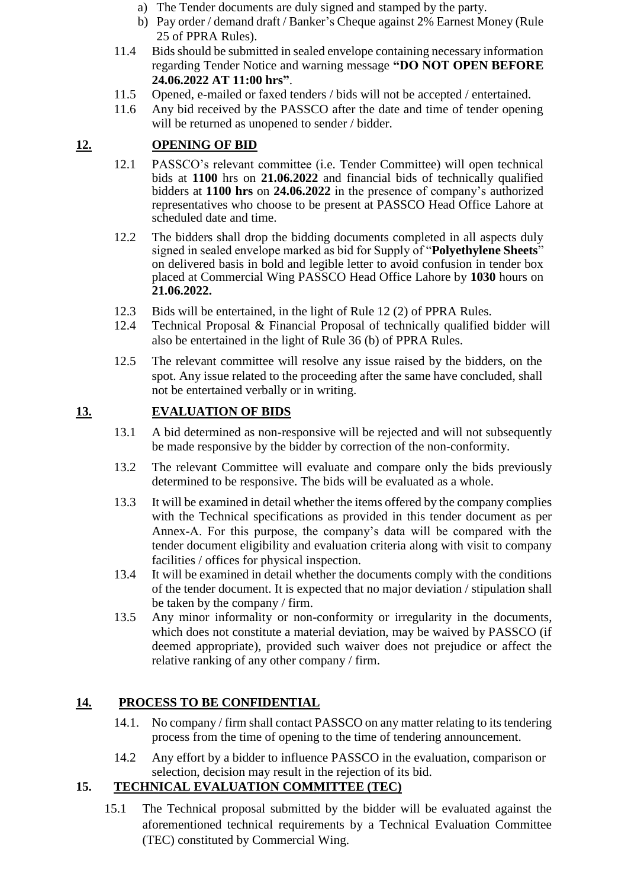a) The Tender documents are duly signed and stamped by the party.
b) Pay order / demand draft / Banker's Cheque against 2% Earnest Money (Rule 25 of PPRA Rules).

11.4 Bids should be submitted in sealed envelope containing necessary information regarding Tender Notice and warning message **"DO NOT OPEN BEFORE 24.06.2022 AT 11:00 hrs"**.

11.5 Opened, e-mailed or faxed tenders / bids will not be accepted / entertained.

11.6 Any bid received by the PASSCO after the date and time of tender opening will be returned as unopened to sender / bidder.

## 12. OPENING OF BID

12.1 PASSCO's relevant committee (i.e. Tender Committee) will open technical bids at **1100** hrs on **21.06.2022** and financial bids of technically qualified bidders at **1100 hrs** on **24.06.2022** in the presence of company's authorized representatives who choose to be present at PASSCO Head Office Lahore at scheduled date and time.

12.2 The bidders shall drop the bidding documents completed in all aspects duly signed in sealed envelope marked as bid for Supply of "**Polyethylene Sheets**" on delivered basis in bold and legible letter to avoid confusion in tender box placed at Commercial Wing PASSCO Head Office Lahore by **1030** hours on **21.06.2022.**

12.3 Bids will be entertained, in the light of Rule 12 (2) of PPRA Rules.

12.4 Technical Proposal & Financial Proposal of technically qualified bidder will also be entertained in the light of Rule 36 (b) of PPRA Rules.

12.5 The relevant committee will resolve any issue raised by the bidders, on the spot. Any issue related to the proceeding after the same have concluded, shall not be entertained verbally or in writing.

## 13. EVALUATION OF BIDS

13.1 A bid determined as non-responsive will be rejected and will not subsequently be made responsive by the bidder by correction of the non-conformity.

13.2 The relevant Committee will evaluate and compare only the bids previously determined to be responsive. The bids will be evaluated as a whole.

13.3 It will be examined in detail whether the items offered by the company complies with the Technical specifications as provided in this tender document as per Annex-A. For this purpose, the company's data will be compared with the tender document eligibility and evaluation criteria along with visit to company facilities / offices for physical inspection.

13.4 It will be examined in detail whether the documents comply with the conditions of the tender document. It is expected that no major deviation / stipulation shall be taken by the company / firm.

13.5 Any minor informality or non-conformity or irregularity in the documents, which does not constitute a material deviation, may be waived by PASSCO (if deemed appropriate), provided such waiver does not prejudice or affect the relative ranking of any other company / firm.

## 14. PROCESS TO BE CONFIDENTIAL

14.1. No company / firm shall contact PASSCO on any matter relating to its tendering process from the time of opening to the time of tendering announcement.

14.2 Any effort by a bidder to influence PASSCO in the evaluation, comparison or selection, decision may result in the rejection of its bid.

## 15. TECHNICAL EVALUATION COMMITTEE (TEC)

15.1 The Technical proposal submitted by the bidder will be evaluated against the aforementioned technical requirements by a Technical Evaluation Committee (TEC) constituted by Commercial Wing.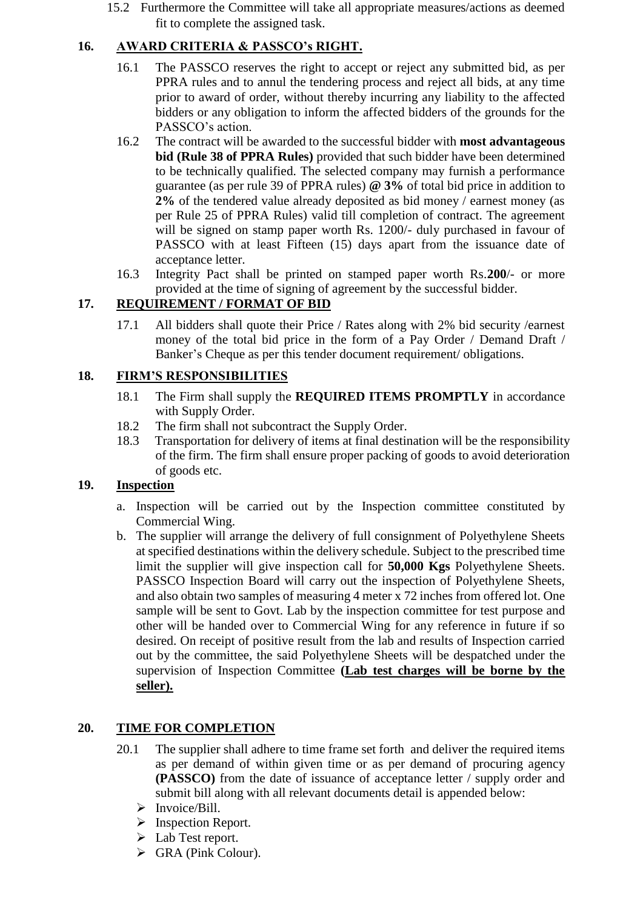15.2 Furthermore the Committee will take all appropriate measures/actions as deemed fit to complete the assigned task.

## 16. AWARD CRITERIA & PASSCO's RIGHT.

16.1 The PASSCO reserves the right to accept or reject any submitted bid, as per PPRA rules and to annul the tendering process and reject all bids, at any time prior to award of order, without thereby incurring any liability to the affected bidders or any obligation to inform the affected bidders of the grounds for the PASSCO's action.

16.2 The contract will be awarded to the successful bidder with **most advantageous bid (Rule 38 of PPRA Rules)** provided that such bidder have been determined to be technically qualified. The selected company may furnish a performance guarantee (as per rule 39 of PPRA rules) **@ 3%** of total bid price in addition to **2%** of the tendered value already deposited as bid money / earnest money (as per Rule 25 of PPRA Rules) valid till completion of contract. The agreement will be signed on stamp paper worth Rs. 1200/- duly purchased in favour of PASSCO with at least Fifteen (15) days apart from the issuance date of acceptance letter.

16.3 Integrity Pact shall be printed on stamped paper worth Rs.**200**/- or more provided at the time of signing of agreement by the successful bidder.

## 17. REQUIREMENT / FORMAT OF BID

17.1 All bidders shall quote their Price / Rates along with 2% bid security /earnest money of the total bid price in the form of a Pay Order / Demand Draft / Banker's Cheque as per this tender document requirement/ obligations.

## 18. FIRM'S RESPONSIBILITIES

18.1 The Firm shall supply the **REQUIRED ITEMS PROMPTLY** in accordance with Supply Order.

18.2 The firm shall not subcontract the Supply Order.

18.3 Transportation for delivery of items at final destination will be the responsibility of the firm. The firm shall ensure proper packing of goods to avoid deterioration of goods etc.

## 19. Inspection

a. Inspection will be carried out by the Inspection committee constituted by Commercial Wing.

b. The supplier will arrange the delivery of full consignment of Polyethylene Sheets at specified destinations within the delivery schedule. Subject to the prescribed time limit the supplier will give inspection call for **50,000 Kgs** Polyethylene Sheets. PASSCO Inspection Board will carry out the inspection of Polyethylene Sheets, and also obtain two samples of measuring 4 meter x 72 inches from offered lot. One sample will be sent to Govt. Lab by the inspection committee for test purpose and other will be handed over to Commercial Wing for any reference in future if so desired. On receipt of positive result from the lab and results of Inspection carried out by the committee, the said Polyethylene Sheets will be despatched under the supervision of Inspection Committee **(Lab test charges will be borne by the seller).**

## 20. TIME FOR COMPLETION

20.1 The supplier shall adhere to time frame set forth and deliver the required items as per demand of within given time or as per demand of procuring agency **(PASSCO)** from the date of issuance of acceptance letter / supply order and submit bill along with all relevant documents detail is appended below:

- Invoice/Bill.
- Inspection Report.
- Lab Test report.
- GRA (Pink Colour).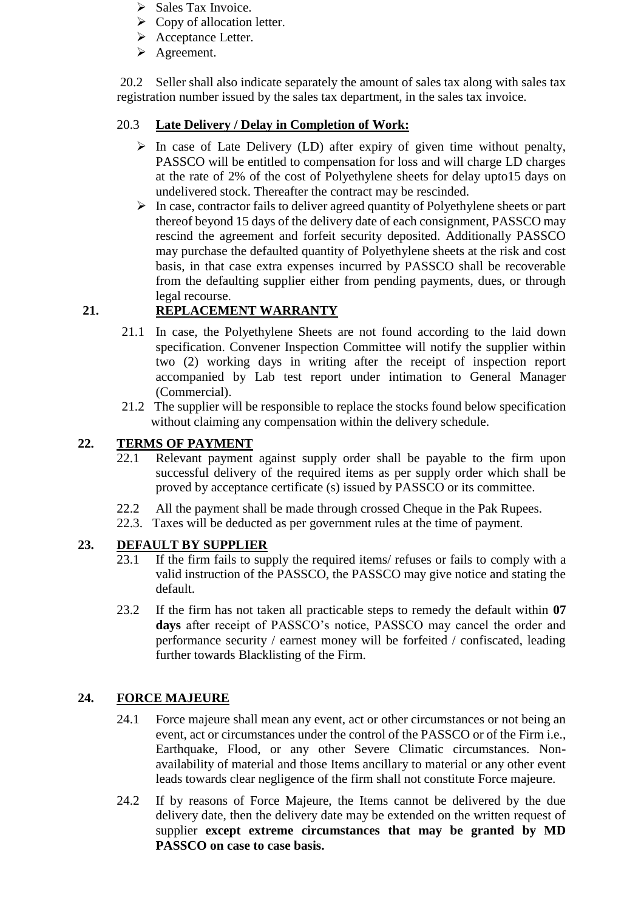- Sales Tax Invoice.
- Copy of allocation letter.
- Acceptance Letter.
- Agreement.

20.2 Seller shall also indicate separately the amount of sales tax along with sales tax registration number issued by the sales tax department, in the sales tax invoice.

20.3 **Late Delivery / Delay in Completion of Work:**

- In case of Late Delivery (LD) after expiry of given time without penalty, PASSCO will be entitled to compensation for loss and will charge LD charges at the rate of 2% of the cost of Polyethylene sheets for delay upto15 days on undelivered stock. Thereafter the contract may be rescinded.
- In case, contractor fails to deliver agreed quantity of Polyethylene sheets or part thereof beyond 15 days of the delivery date of each consignment, PASSCO may rescind the agreement and forfeit security deposited. Additionally PASSCO may purchase the defaulted quantity of Polyethylene sheets at the risk and cost basis, in that case extra expenses incurred by PASSCO shall be recoverable from the defaulting supplier either from pending payments, dues, or through legal recourse.

## 21. REPLACEMENT WARRANTY

21.1 In case, the Polyethylene Sheets are not found according to the laid down specification. Convener Inspection Committee will notify the supplier within two (2) working days in writing after the receipt of inspection report accompanied by Lab test report under intimation to General Manager (Commercial).

21.2 The supplier will be responsible to replace the stocks found below specification without claiming any compensation within the delivery schedule.

## 22. TERMS OF PAYMENT

22.1 Relevant payment against supply order shall be payable to the firm upon successful delivery of the required items as per supply order which shall be proved by acceptance certificate (s) issued by PASSCO or its committee.

22.2 All the payment shall be made through crossed Cheque in the Pak Rupees.

22.3. Taxes will be deducted as per government rules at the time of payment.

## 23. DEFAULT BY SUPPLIER

23.1 If the firm fails to supply the required items/ refuses or fails to comply with a valid instruction of the PASSCO, the PASSCO may give notice and stating the default.

23.2 If the firm has not taken all practicable steps to remedy the default within **07 days** after receipt of PASSCO's notice, PASSCO may cancel the order and performance security / earnest money will be forfeited / confiscated, leading further towards Blacklisting of the Firm.

## 24. FORCE MAJEURE

24.1 Force majeure shall mean any event, act or other circumstances or not being an event, act or circumstances under the control of the PASSCO or of the Firm i.e., Earthquake, Flood, or any other Severe Climatic circumstances. Non-availability of material and those Items ancillary to material or any other event leads towards clear negligence of the firm shall not constitute Force majeure.

24.2 If by reasons of Force Majeure, the Items cannot be delivered by the due delivery date, then the delivery date may be extended on the written request of supplier **except extreme circumstances that may be granted by MD PASSCO on case to case basis.**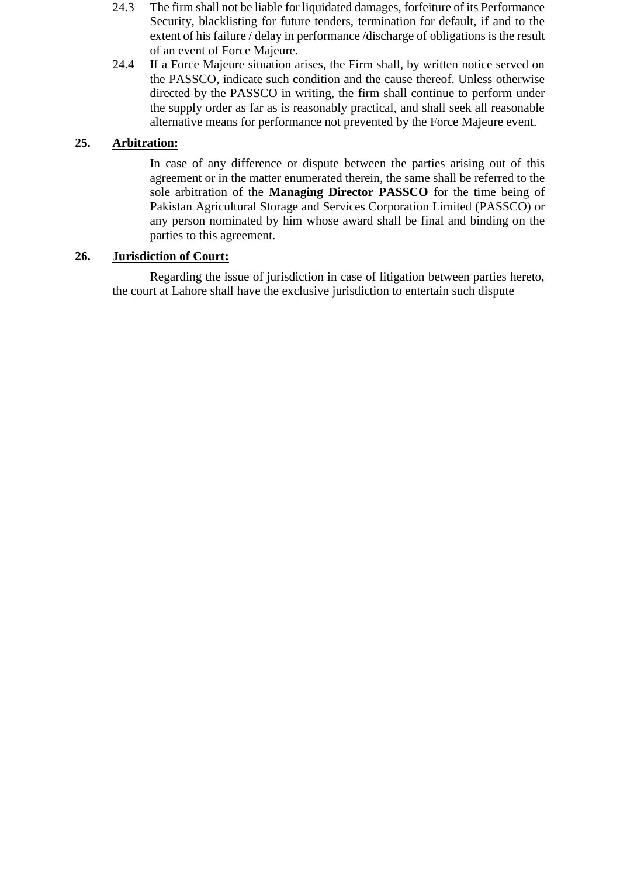24.3 The firm shall not be liable for liquidated damages, forfeiture of its Performance Security, blacklisting for future tenders, termination for default, if and to the extent of his failure / delay in performance /discharge of obligations is the result of an event of Force Majeure.

24.4 If a Force Majeure situation arises, the Firm shall, by written notice served on the PASSCO, indicate such condition and the cause thereof. Unless otherwise directed by the PASSCO in writing, the firm shall continue to perform under the supply order as far as is reasonably practical, and shall seek all reasonable alternative means for performance not prevented by the Force Majeure event.

**25. Arbitration:**

In case of any difference or dispute between the parties arising out of this agreement or in the matter enumerated therein, the same shall be referred to the sole arbitration of the **Managing Director PASSCO** for the time being of Pakistan Agricultural Storage and Services Corporation Limited (PASSCO) or any person nominated by him whose award shall be final and binding on the parties to this agreement.

**26. Jurisdiction of Court:**

Regarding the issue of jurisdiction in case of litigation between parties hereto, the court at Lahore shall have the exclusive jurisdiction to entertain such dispute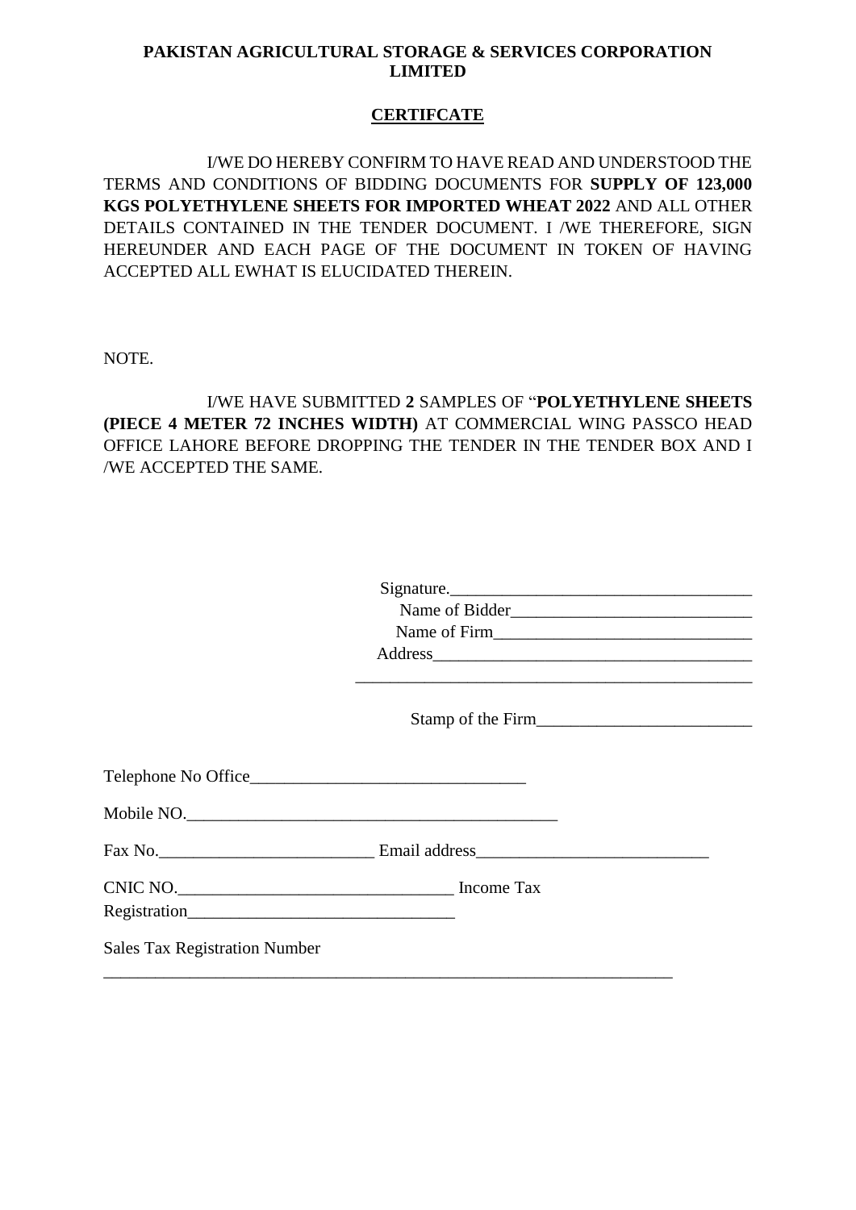**PAKISTAN AGRICULTURAL STORAGE & SERVICES CORPORATION LIMITED**

**CERTIFCATE**

I/WE DO HEREBY CONFIRM TO HAVE READ AND UNDERSTOOD THE TERMS AND CONDITIONS OF BIDDING DOCUMENTS FOR **SUPPLY OF 123,000 KGS POLYETHYLENE SHEETS FOR IMPORTED WHEAT 2022** AND ALL OTHER DETAILS CONTAINED IN THE TENDER DOCUMENT. I /WE THEREFORE, SIGN HEREUNDER AND EACH PAGE OF THE DOCUMENT IN TOKEN OF HAVING ACCEPTED ALL EWHAT IS ELUCIDATED THEREIN.

NOTE.

I/WE HAVE SUBMITTED **2** SAMPLES OF "**POLYETHYLENE SHEETS (PIECE 4 METER 72 INCHES WIDTH)** AT COMMERCIAL WING PASSCO HEAD OFFICE LAHORE BEFORE DROPPING THE TENDER IN THE TENDER BOX AND I /WE ACCEPTED THE SAME.

Signature.___________________________________

Name of Bidder____________________________

Name of Firm______________________________

Address_____________________________________

_____________________________________________

Stamp of the Firm_________________________

Telephone No Office________________________________

Mobile NO.___________________________________________

Fax No.__________________________ Email address___________________________

CNIC NO.________________________________ Income Tax Registration_______________________________

Sales Tax Registration Number ______________________________________________________________________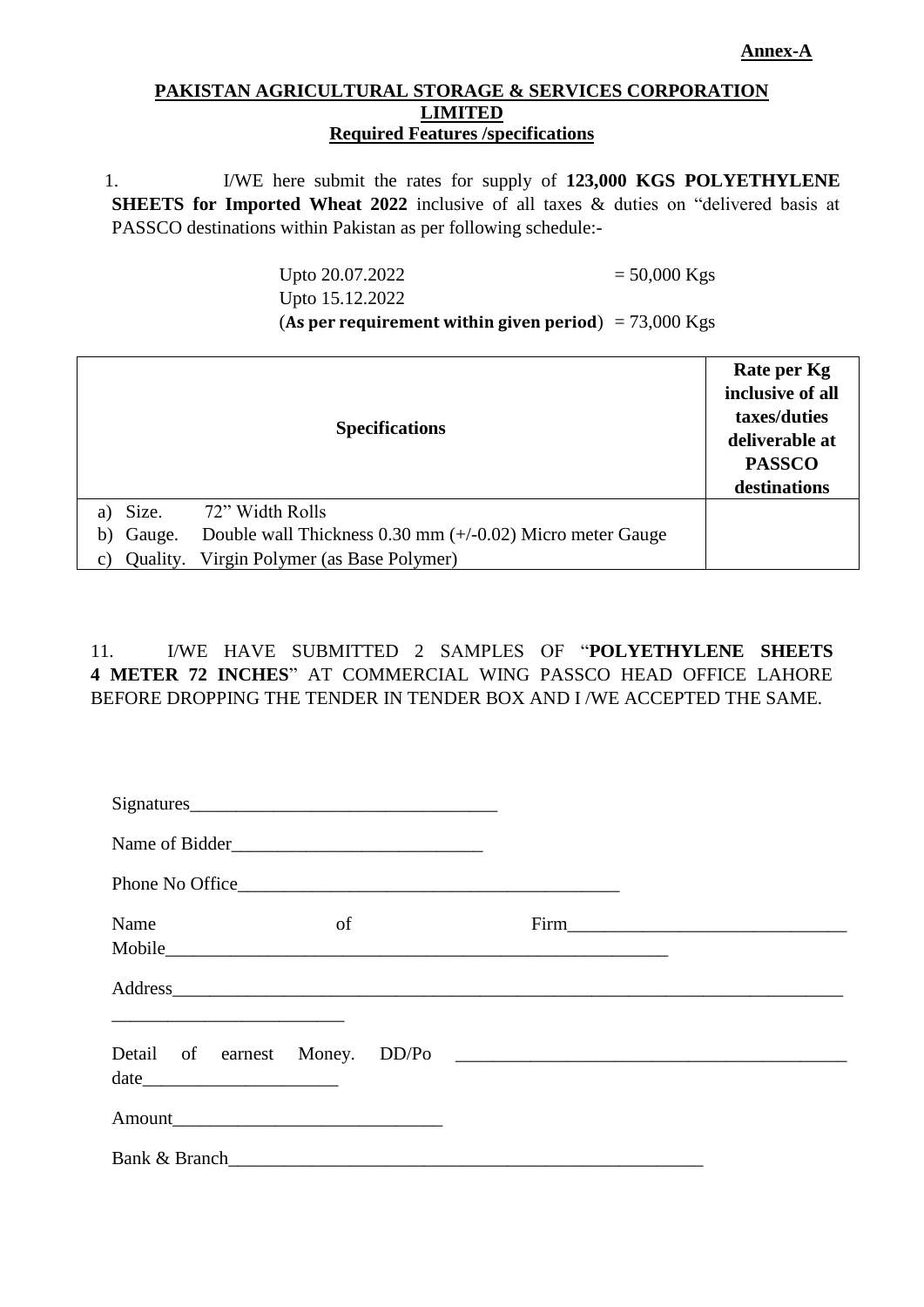**Annex-A**

## PAKISTAN AGRICULTURAL STORAGE & SERVICES CORPORATION LIMITED

### Required Features /specifications

1. I/WE here submit the rates for supply of **123,000 KGS POLYETHYLENE SHEETS for Imported Wheat 2022** inclusive of all taxes & duties on "delivered basis at PASSCO destinations within Pakistan as per following schedule:-

Upto 20.07.2022 = 50,000 Kgs
Upto 15.12.2022
(**As per requirement within given period**) = 73,000 Kgs

| Specifications | Rate per Kg inclusive of all taxes/duties deliverable at PASSCO destinations |
|---|---|
| a) Size. 72" Width Rolls<br>b) Gauge. Double wall Thickness 0.30 mm (+/-0.02) Micro meter Gauge<br>c) Quality. Virgin Polymer (as Base Polymer) | |

11. I/WE HAVE SUBMITTED 2 SAMPLES OF "**POLYETHYLENE SHEETS 4 METER 72 INCHES**" AT COMMERCIAL WING PASSCO HEAD OFFICE LAHORE BEFORE DROPPING THE TENDER IN TENDER BOX AND I /WE ACCEPTED THE SAME.

Signatures_________________________________

Name of Bidder__________________________

Phone No Office________________________________________

Name of Firm_____________________________ Mobile_______________________________________________________

Address__________________________________________________________________________
_________________________

Detail of earnest Money. DD/Po __________________________________________ date_____________________

Amount_____________________________

Bank & Branch_____________________________________________________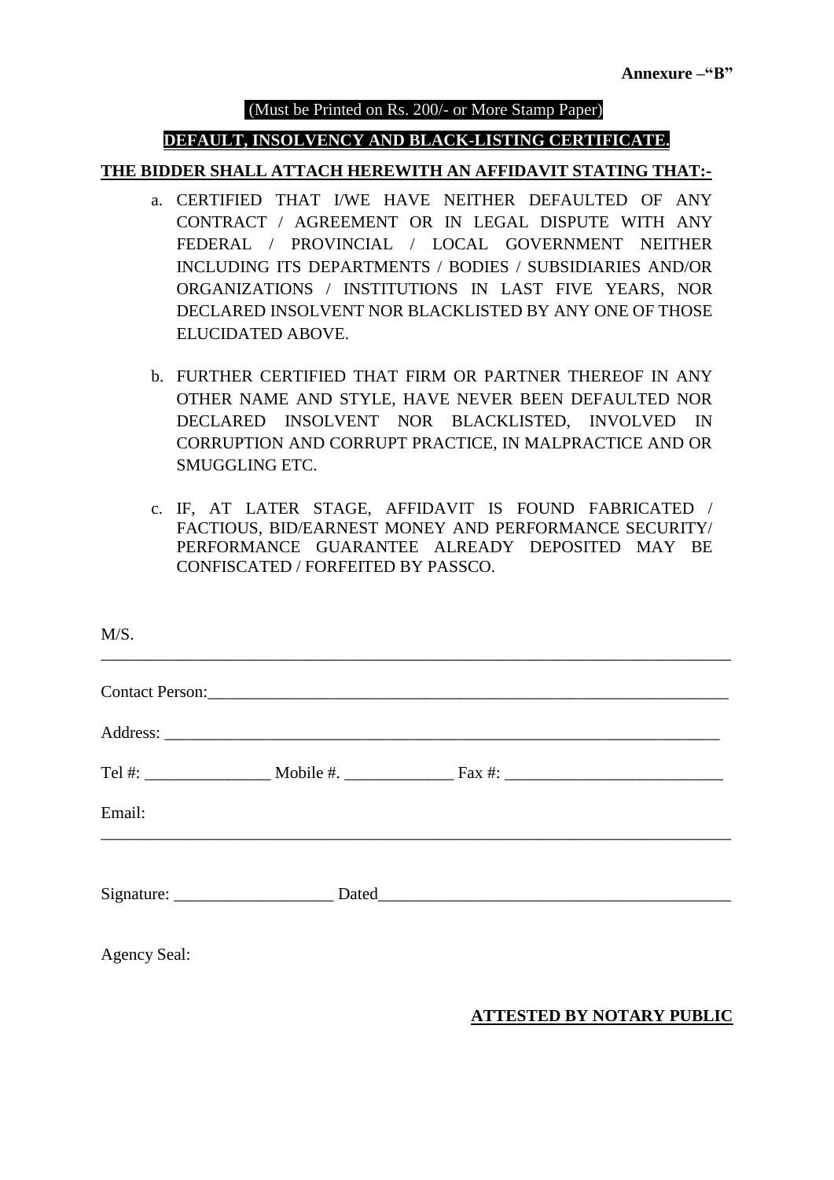**Annexure –"B"**

(Must be Printed on Rs. 200/- or More Stamp Paper)

**DEFAULT, INSOLVENCY AND BLACK-LISTING CERTIFICATE.**

**THE BIDDER SHALL ATTACH HEREWITH AN AFFIDAVIT STATING THAT:-**

a. CERTIFIED THAT I/WE HAVE NEITHER DEFAULTED OF ANY CONTRACT / AGREEMENT OR IN LEGAL DISPUTE WITH ANY FEDERAL / PROVINCIAL / LOCAL GOVERNMENT NEITHER INCLUDING ITS DEPARTMENTS / BODIES / SUBSIDIARIES AND/OR ORGANIZATIONS / INSTITUTIONS IN LAST FIVE YEARS, NOR DECLARED INSOLVENT NOR BLACKLISTED BY ANY ONE OF THOSE ELUCIDATED ABOVE.

b. FURTHER CERTIFIED THAT FIRM OR PARTNER THEREOF IN ANY OTHER NAME AND STYLE, HAVE NEVER BEEN DEFAULTED NOR DECLARED INSOLVENT NOR BLACKLISTED, INVOLVED IN CORRUPTION AND CORRUPT PRACTICE, IN MALPRACTICE AND OR SMUGGLING ETC.

c. IF, AT LATER STAGE, AFFIDAVIT IS FOUND FABRICATED / FACTIOUS, BID/EARNEST MONEY AND PERFORMANCE SECURITY/ PERFORMANCE GUARANTEE ALREADY DEPOSITED MAY BE CONFISCATED / FORFEITED BY PASSCO.

M/S. ______________________________________________________________

Contact Person: _______________________________________________________

Address: _____________________________________________________________

Tel #: _______________ Mobile #. _____________ Fax #: ___________________________

Email: _______________________________________________________________

Signature: ___________________ Dated__________________________________________

Agency Seal:

**ATTESTED BY NOTARY PUBLIC**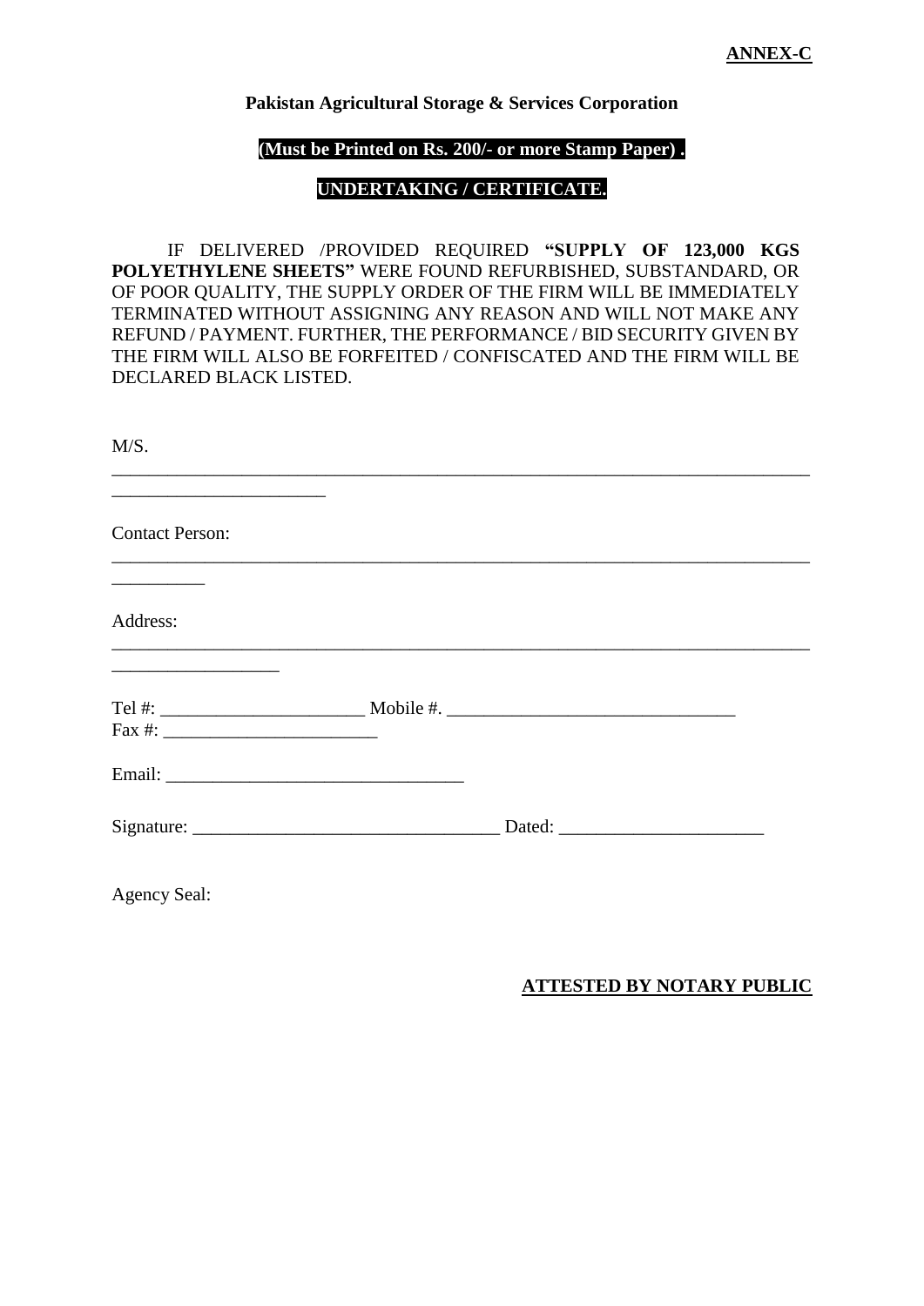**ANNEX-C**

**Pakistan Agricultural Storage & Services Corporation**

**(Must be Printed on Rs. 200/- or more Stamp Paper) .**

**UNDERTAKING / CERTIFICATE.**

IF DELIVERED /PROVIDED REQUIRED **"SUPPLY OF 123,000 KGS POLYETHYLENE SHEETS"** WERE FOUND REFURBISHED, SUBSTANDARD, OR OF POOR QUALITY, THE SUPPLY ORDER OF THE FIRM WILL BE IMMEDIATELY TERMINATED WITHOUT ASSIGNING ANY REASON AND WILL NOT MAKE ANY REFUND / PAYMENT. FURTHER, THE PERFORMANCE / BID SECURITY GIVEN BY THE FIRM WILL ALSO BE FORFEITED / CONFISCATED AND THE FIRM WILL BE DECLARED BLACK LISTED.

M/S. ______________________________________________________________________________________________________

Contact Person: ________________________________________________________________________________________

Address: ______________________________________________________________________________________________

Tel #: ______________________ Mobile #. _______________________________
Fax #: _______________________

Email: ________________________________

Signature: ________________________________ Dated: ______________________

Agency Seal:

**ATTESTED BY NOTARY PUBLIC**